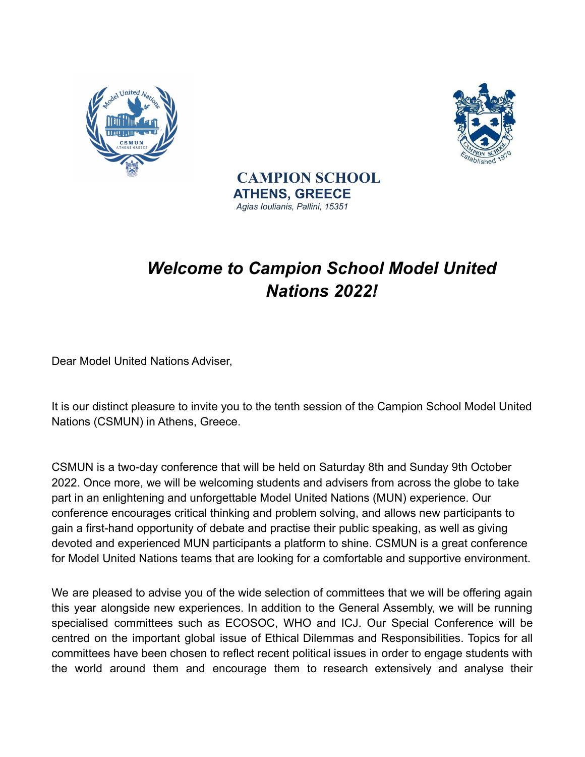**CAMPION SCHOOL**
**ATHENS, GREECE**
*Agias Ioulianis, Pallini, 15351*

# *Welcome to Campion School Model United Nations 2022!*

Dear Model United Nations Adviser,

It is our distinct pleasure to invite you to the tenth session of the Campion School Model United Nations (CSMUN) in Athens, Greece.

CSMUN is a two-day conference that will be held on Saturday 8th and Sunday 9th October 2022. Once more, we will be welcoming students and advisers from across the globe to take part in an enlightening and unforgettable Model United Nations (MUN) experience. Our conference encourages critical thinking and problem solving, and allows new participants to gain a first-hand opportunity of debate and practise their public speaking, as well as giving devoted and experienced MUN participants a platform to shine. CSMUN is a great conference for Model United Nations teams that are looking for a comfortable and supportive environment.

We are pleased to advise you of the wide selection of committees that we will be offering again this year alongside new experiences. In addition to the General Assembly, we will be running specialised committees such as ECOSOC, WHO and ICJ. Our Special Conference will be centred on the important global issue of Ethical Dilemmas and Responsibilities. Topics for all committees have been chosen to reflect recent political issues in order to engage students with the world around them and encourage them to research extensively and analyse their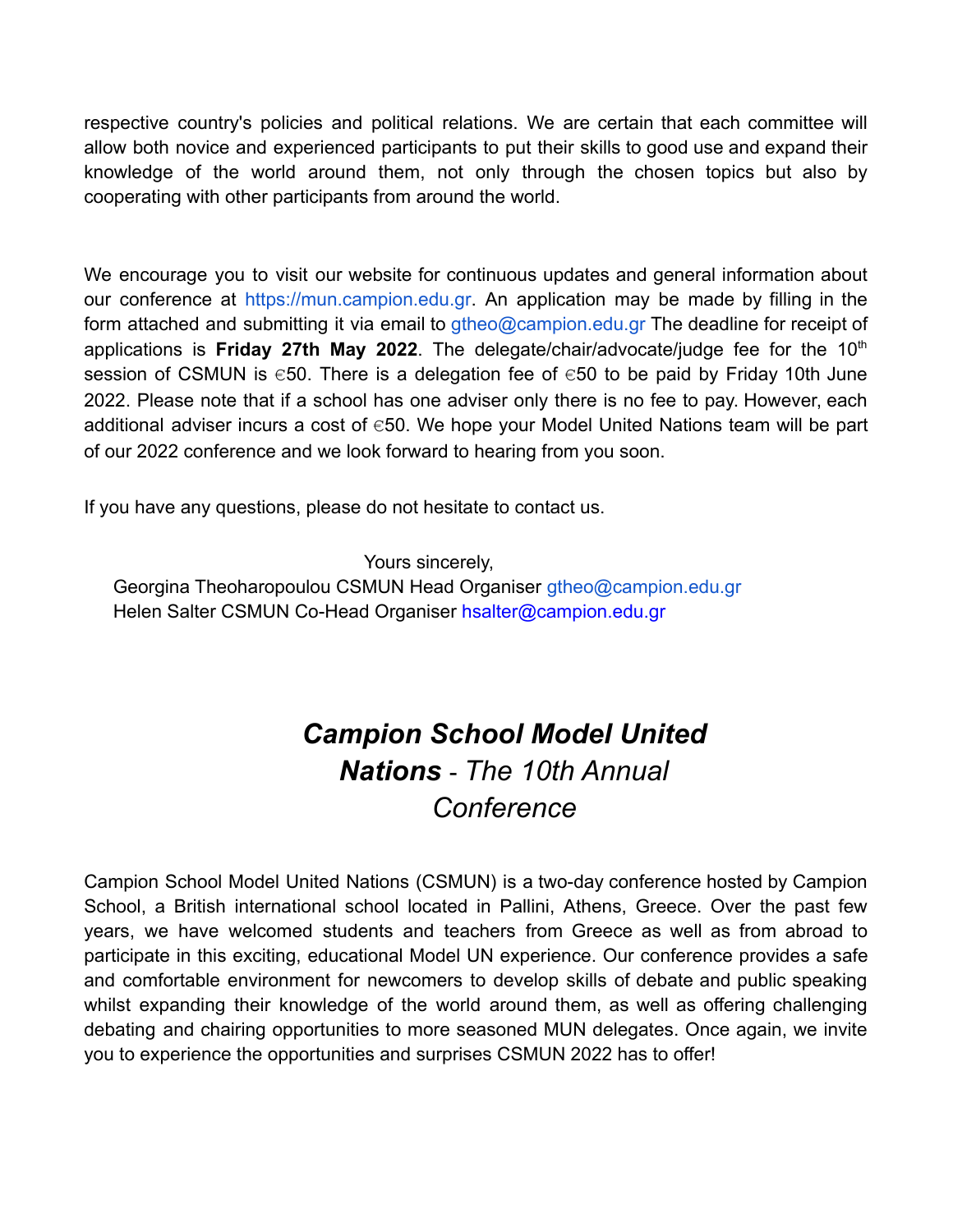respective country's policies and political relations. We are certain that each committee will allow both novice and experienced participants to put their skills to good use and expand their knowledge of the world around them, not only through the chosen topics but also by cooperating with other participants from around the world.

We encourage you to visit our website for continuous updates and general information about our conference at https://mun.campion.edu.gr. An application may be made by filling in the form attached and submitting it via email to gtheo@campion.edu.gr The deadline for receipt of applications is **Friday 27th May 2022**. The delegate/chair/advocate/judge fee for the 10th session of CSMUN is €50. There is a delegation fee of €50 to be paid by Friday 10th June 2022. Please note that if a school has one adviser only there is no fee to pay. However, each additional adviser incurs a cost of €50. We hope your Model United Nations team will be part of our 2022 conference and we look forward to hearing from you soon.

If you have any questions, please do not hesitate to contact us.

Yours sincerely,

Georgina Theoharopoulou CSMUN Head Organiser gtheo@campion.edu.gr
Helen Salter CSMUN Co-Head Organiser hsalter@campion.edu.gr

# ***Campion School Model United Nations*** *- The 10th Annual Conference*

Campion School Model United Nations (CSMUN) is a two-day conference hosted by Campion School, a British international school located in Pallini, Athens, Greece. Over the past few years, we have welcomed students and teachers from Greece as well as from abroad to participate in this exciting, educational Model UN experience. Our conference provides a safe and comfortable environment for newcomers to develop skills of debate and public speaking whilst expanding their knowledge of the world around them, as well as offering challenging debating and chairing opportunities to more seasoned MUN delegates. Once again, we invite you to experience the opportunities and surprises CSMUN 2022 has to offer!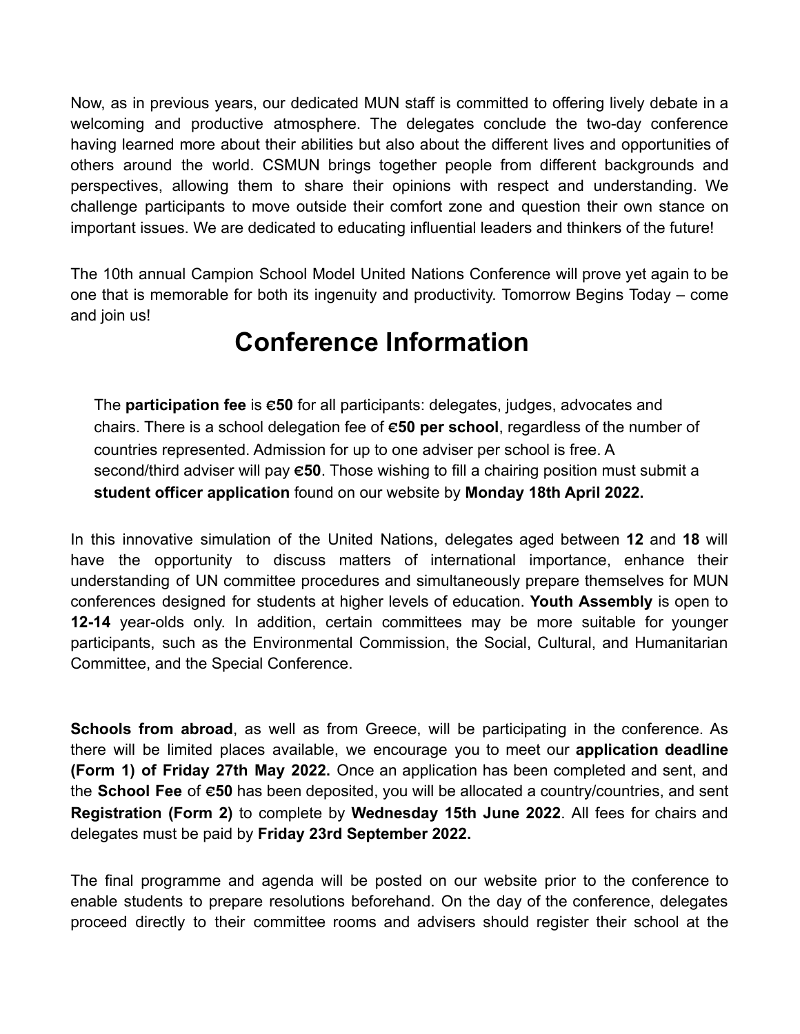Now, as in previous years, our dedicated MUN staff is committed to offering lively debate in a welcoming and productive atmosphere. The delegates conclude the two-day conference having learned more about their abilities but also about the different lives and opportunities of others around the world. CSMUN brings together people from different backgrounds and perspectives, allowing them to share their opinions with respect and understanding. We challenge participants to move outside their comfort zone and question their own stance on important issues. We are dedicated to educating influential leaders and thinkers of the future!

The 10th annual Campion School Model United Nations Conference will prove yet again to be one that is memorable for both its ingenuity and productivity. Tomorrow Begins Today – come and join us!

# Conference Information

The **participation fee** is **€50** for all participants: delegates, judges, advocates and chairs. There is a school delegation fee of **€50 per school**, regardless of the number of countries represented. Admission for up to one adviser per school is free. A second/third adviser will pay **€50**. Those wishing to fill a chairing position must submit a **student officer application** found on our website by **Monday 18th April 2022.**

In this innovative simulation of the United Nations, delegates aged between **12** and **18** will have the opportunity to discuss matters of international importance, enhance their understanding of UN committee procedures and simultaneously prepare themselves for MUN conferences designed for students at higher levels of education. **Youth Assembly** is open to **12-14** year-olds only. In addition, certain committees may be more suitable for younger participants, such as the Environmental Commission, the Social, Cultural, and Humanitarian Committee, and the Special Conference.

**Schools from abroad**, as well as from Greece, will be participating in the conference. As there will be limited places available, we encourage you to meet our **application deadline (Form 1) of Friday 27th May 2022.** Once an application has been completed and sent, and the **School Fee** of **€50** has been deposited, you will be allocated a country/countries, and sent **Registration (Form 2)** to complete by **Wednesday 15th June 2022**. All fees for chairs and delegates must be paid by **Friday 23rd September 2022.**

The final programme and agenda will be posted on our website prior to the conference to enable students to prepare resolutions beforehand. On the day of the conference, delegates proceed directly to their committee rooms and advisers should register their school at the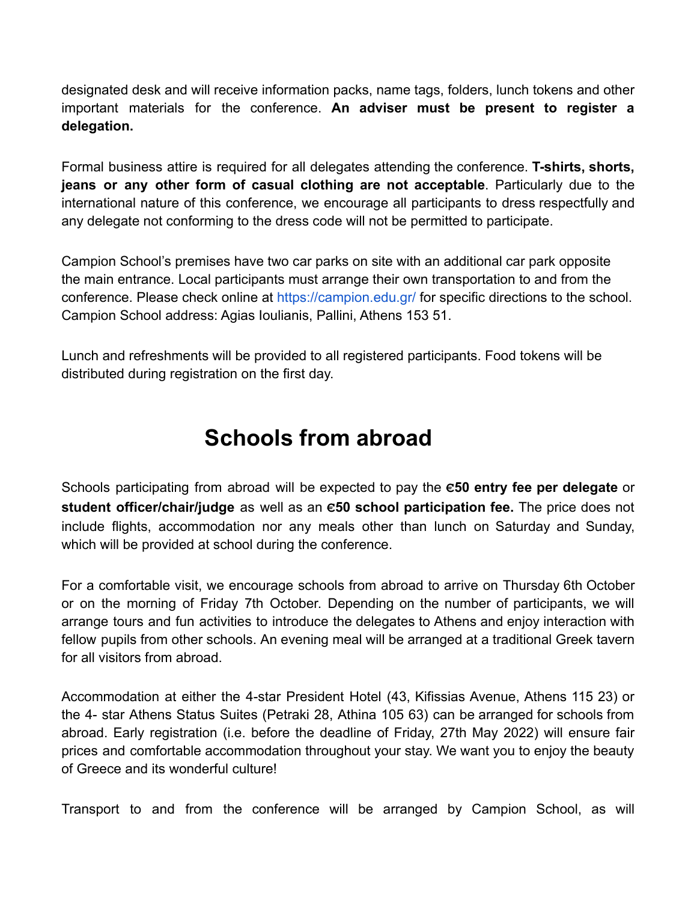designated desk and will receive information packs, name tags, folders, lunch tokens and other important materials for the conference. **An adviser must be present to register a delegation.**

Formal business attire is required for all delegates attending the conference. **T-shirts, shorts, jeans or any other form of casual clothing are not acceptable**. Particularly due to the international nature of this conference, we encourage all participants to dress respectfully and any delegate not conforming to the dress code will not be permitted to participate.

Campion School's premises have two car parks on site with an additional car park opposite the main entrance. Local participants must arrange their own transportation to and from the conference. Please check online at https://campion.edu.gr/ for specific directions to the school. Campion School address: Agias Ioulianis, Pallini, Athens 153 51.

Lunch and refreshments will be provided to all registered participants. Food tokens will be distributed during registration on the first day.

# Schools from abroad

Schools participating from abroad will be expected to pay the **€50 entry fee per delegate** or **student officer/chair/judge** as well as an **€50 school participation fee.** The price does not include flights, accommodation nor any meals other than lunch on Saturday and Sunday, which will be provided at school during the conference.

For a comfortable visit, we encourage schools from abroad to arrive on Thursday 6th October or on the morning of Friday 7th October. Depending on the number of participants, we will arrange tours and fun activities to introduce the delegates to Athens and enjoy interaction with fellow pupils from other schools. An evening meal will be arranged at a traditional Greek tavern for all visitors from abroad.

Accommodation at either the 4-star President Hotel (43, Kifissias Avenue, Athens 115 23) or the 4- star Athens Status Suites (Petraki 28, Athina 105 63) can be arranged for schools from abroad. Early registration (i.e. before the deadline of Friday, 27th May 2022) will ensure fair prices and comfortable accommodation throughout your stay. We want you to enjoy the beauty of Greece and its wonderful culture!

Transport to and from the conference will be arranged by Campion School, as will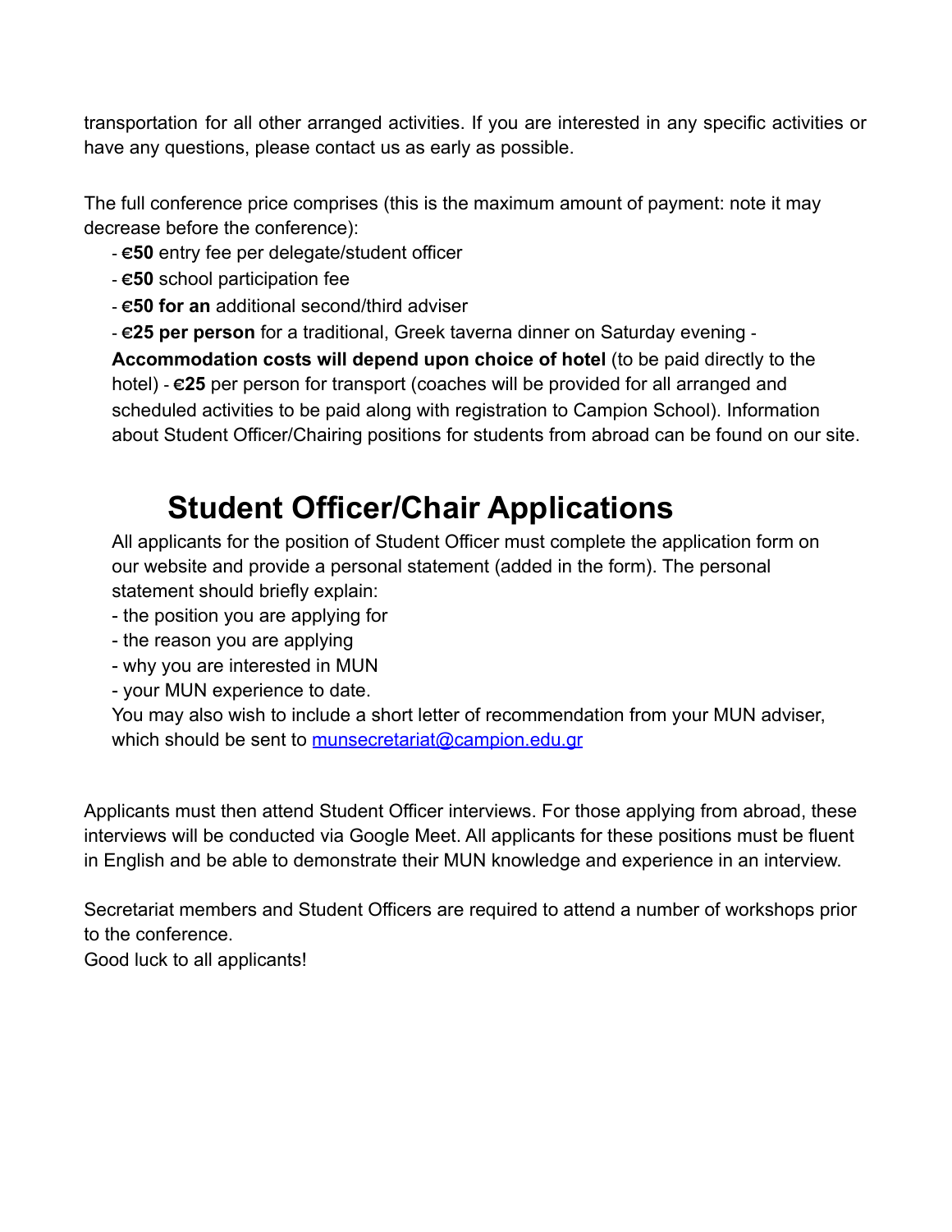transportation for all other arranged activities. If you are interested in any specific activities or have any questions, please contact us as early as possible.

The full conference price comprises (this is the maximum amount of payment: note it may decrease before the conference):

- **€50** entry fee per delegate/student officer
- **€50** school participation fee
- **€50 for an** additional second/third adviser
- **€25 per person** for a traditional, Greek taverna dinner on Saturday evening - **Accommodation costs will depend upon choice of hotel** (to be paid directly to the hotel) - **€25** per person for transport (coaches will be provided for all arranged and scheduled activities to be paid along with registration to Campion School). Information about Student Officer/Chairing positions for students from abroad can be found on our site.

## Student Officer/Chair Applications

All applicants for the position of Student Officer must complete the application form on our website and provide a personal statement (added in the form). The personal statement should briefly explain:

- the position you are applying for
- the reason you are applying
- why you are interested in MUN
- your MUN experience to date.

You may also wish to include a short letter of recommendation from your MUN adviser, which should be sent to munsecretariat@campion.edu.gr

Applicants must then attend Student Officer interviews. For those applying from abroad, these interviews will be conducted via Google Meet. All applicants for these positions must be fluent in English and be able to demonstrate their MUN knowledge and experience in an interview.

Secretariat members and Student Officers are required to attend a number of workshops prior to the conference.

Good luck to all applicants!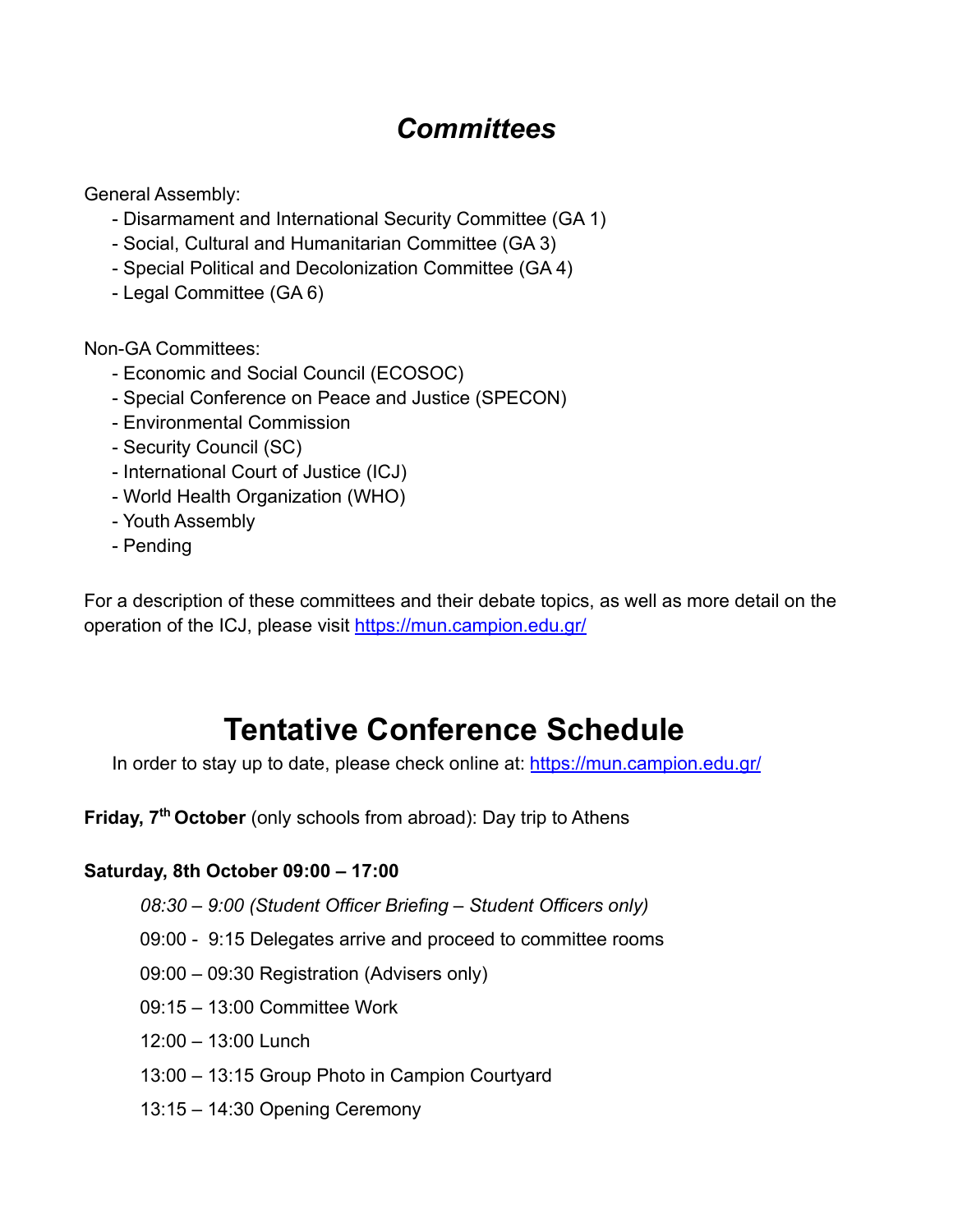# *Committees*

General Assembly:

- Disarmament and International Security Committee (GA 1)
- Social, Cultural and Humanitarian Committee (GA 3)
- Special Political and Decolonization Committee (GA 4)
- Legal Committee (GA 6)

Non-GA Committees:

- Economic and Social Council (ECOSOC)
- Special Conference on Peace and Justice (SPECON)
- Environmental Commission
- Security Council (SC)
- International Court of Justice (ICJ)
- World Health Organization (WHO)
- Youth Assembly
- Pending

For a description of these committees and their debate topics, as well as more detail on the operation of the ICJ, please visit [https://mun.campion.edu.gr/](https://mun.campion.edu.gr/)

# Tentative Conference Schedule

In order to stay up to date, please check online at: [https://mun.campion.edu.gr/](https://mun.campion.edu.gr/)

**Friday, 7th October** (only schools from abroad): Day trip to Athens

**Saturday, 8th October 09:00 – 17:00**

*08:30 – 9:00 (Student Officer Briefing – Student Officers only)*

09:00 - 9:15 Delegates arrive and proceed to committee rooms

09:00 – 09:30 Registration (Advisers only)

09:15 – 13:00 Committee Work

12:00 – 13:00 Lunch

13:00 – 13:15 Group Photo in Campion Courtyard

13:15 – 14:30 Opening Ceremony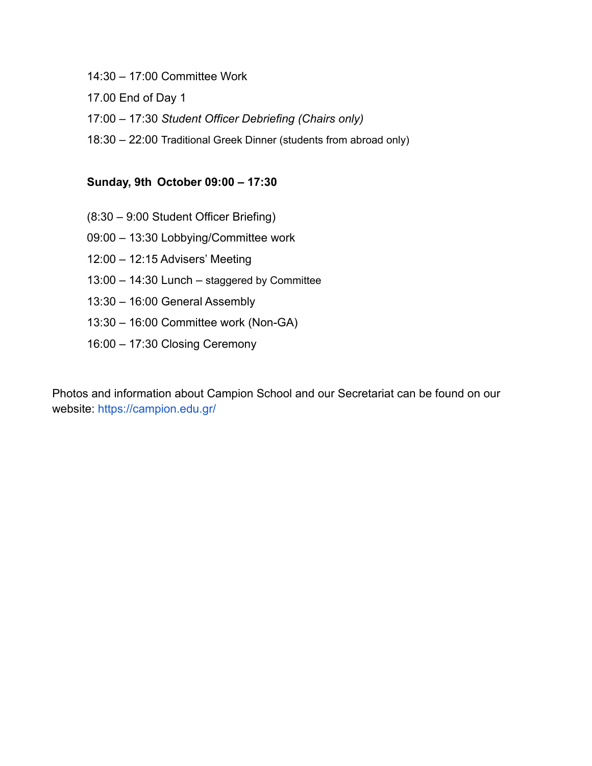14:30 – 17:00 Committee Work

17.00 End of Day 1

17:00 – 17:30 *Student Officer Debriefing (Chairs only)*

18:30 – 22:00 Traditional Greek Dinner (students from abroad only)

**Sunday, 9th October 09:00 – 17:30**

(8:30 – 9:00 Student Officer Briefing)

09:00 – 13:30 Lobbying/Committee work

12:00 – 12:15 Advisers' Meeting

13:00 – 14:30 Lunch – staggered by Committee

13:30 – 16:00 General Assembly

13:30 – 16:00 Committee work (Non-GA)

16:00 – 17:30 Closing Ceremony

Photos and information about Campion School and our Secretariat can be found on our website: https://campion.edu.gr/